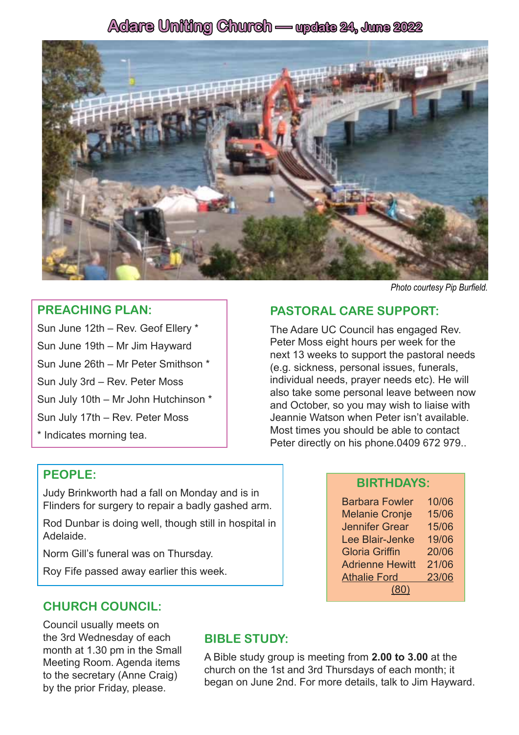# Adare Uniting Church — update 24, June 2022

*Photo courtesy Pip Burfield.*

## PREACHING PLAN:

Sun June 12th – Rev. Geof Ellery *

Sun June 19th – Mr Jim Hayward

Sun June 26th – Mr Peter Smithson *

Sun July 3rd – Rev. Peter Moss

Sun July 10th – Mr John Hutchinson *

Sun July 17th – Rev. Peter Moss

* Indicates morning tea.

## PASTORAL CARE SUPPORT:

The Adare UC Council has engaged Rev. Peter Moss eight hours per week for the next 13 weeks to support the pastoral needs (e.g. sickness, personal issues, funerals, individual needs, prayer needs etc). He will also take some personal leave between now and October, so you may wish to liaise with Jeannie Watson when Peter isn't available. Most times you should be able to contact Peter directly on his phone.0409 672 979..

## PEOPLE:

Judy Brinkworth had a fall on Monday and is in Flinders for surgery to repair a badly gashed arm.

Rod Dunbar is doing well, though still in hospital in Adelaide.

Norm Gill's funeral was on Thursday.

Roy Fife passed away earlier this week.

## BIRTHDAYS:

| | |
|---|---|
| Barbara Fowler | 10/06 |
| Melanie Cronje | 15/06 |
| Jennifer Grear | 15/06 |
| Lee Blair-Jenke | 19/06 |
| Gloria Griffin | 20/06 |
| Adrienne Hewitt | 21/06 |
| Athalie Ford | 23/06 |
| (80) | |

## CHURCH COUNCIL:

Council usually meets on the 3rd Wednesday of each month at 1.30 pm in the Small Meeting Room. Agenda items to the secretary (Anne Craig) by the prior Friday, please.

## BIBLE STUDY:

A Bible study group is meeting from **2.00 to 3.00** at the church on the 1st and 3rd Thursdays of each month; it began on June 2nd. For more details, talk to Jim Hayward.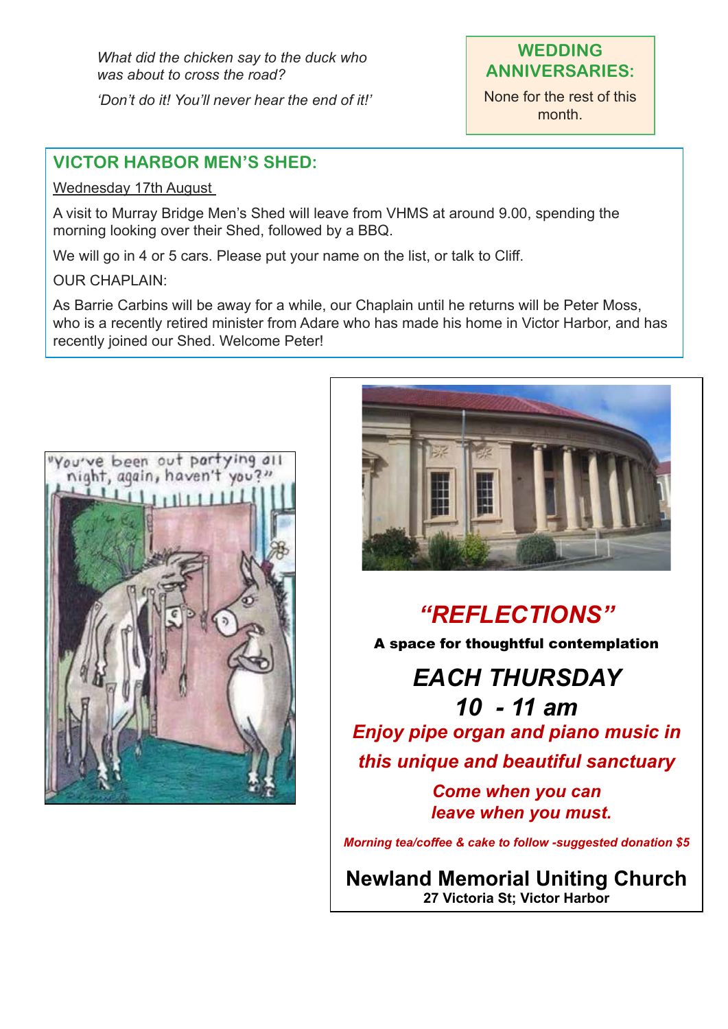*What did the chicken say to the duck who was about to cross the road?*

*'Don't do it! You'll never hear the end of it!'*

**WEDDING ANNIVERSARIES:**

None for the rest of this month.

## VICTOR HARBOR MEN'S SHED:

Wednesday 17th August

A visit to Murray Bridge Men's Shed will leave from VHMS at around 9.00, spending the morning looking over their Shed, followed by a BBQ.

We will go in 4 or 5 cars. Please put your name on the list, or talk to Cliff.

OUR CHAPLAIN:

As Barrie Carbins will be away for a while, our Chaplain until he returns will be Peter Moss, who is a recently retired minister from Adare who has made his home in Victor Harbor, and has recently joined our Shed. Welcome Peter!

"You've been out partying all night, again, haven't you?"

# *"REFLECTIONS"*

**A space for thoughtful contemplation**

## *EACH THURSDAY*
## *10 - 11 am*

***Enjoy pipe organ and piano music in this unique and beautiful sanctuary***

***Come when you can leave when you must.***

***Morning tea/coffee & cake to follow -suggested donation $5***

**Newland Memorial Uniting Church**
**27 Victoria St; Victor Harbor**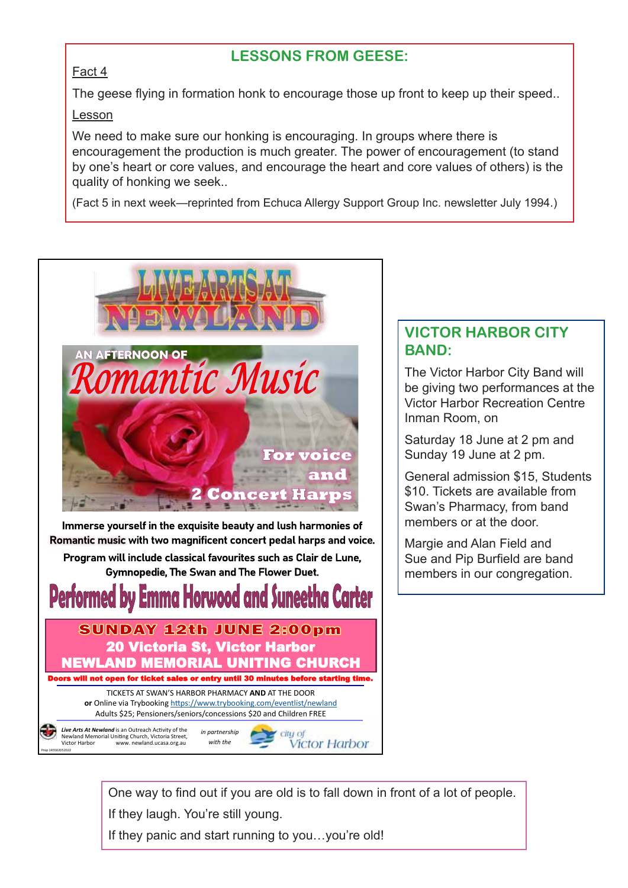## LESSONS FROM GEESE:

Fact 4

The geese flying in formation honk to encourage those up front to keep up their speed..

Lesson

We need to make sure our honking is encouraging. In groups where there is encouragement the production is much greater. The power of encouragement (to stand by one's heart or core values, and encourage the heart and core values of others) is the quality of honking we seek..

(Fact 5 in next week—reprinted from Echuca Allergy Support Group Inc. newsletter July 1994.)

# LIVE ARTS AT NEWLAND

AN AFTERNOON OF

## Romantic Music

For voice and 2 Concert Harps

**Immerse yourself in the exquisite beauty and lush harmonies of Romantic music with two magnificent concert pedal harps and voice.**

**Program will include classical favourites such as Clair de Lune, Gymnopedie, The Swan and The Flower Duet.**

**Performed by Emma Horwood and Suneetha Carter**

**SUNDAY 12th JUNE 2:00pm**
**20 Victoria St, Victor Harbor**
**NEWLAND MEMORIAL UNITING CHURCH**

**Doors will not open for ticket sales or entry until 30 minutes before starting time.**

TICKETS AT SWAN'S HARBOR PHARMACY **AND** AT THE DOOR
**or** Online via Trybooking https://www.trybooking.com/eventlist/newland
Adults $25; Pensioners/seniors/concessions $20 and Children FREE

*Live Arts At Newland* is an Outreach Activity of the Newland Memorial Uniting Church, Victoria Street, Victor Harbor www. newland.ucasa.org.au

*in partnership with the* city of Victor Harbor

## VICTOR HARBOR CITY BAND:

The Victor Harbor City Band will be giving two performances at the Victor Harbor Recreation Centre Inman Room, on

Saturday 18 June at 2 pm and Sunday 19 June at 2 pm.

General admission $15, Students $10. Tickets are available from Swan's Pharmacy, from band members or at the door.

Margie and Alan Field and Sue and Pip Burfield are band members in our congregation.

One way to find out if you are old is to fall down in front of a lot of people.

If they laugh. You're still young.

If they panic and start running to you…you're old!